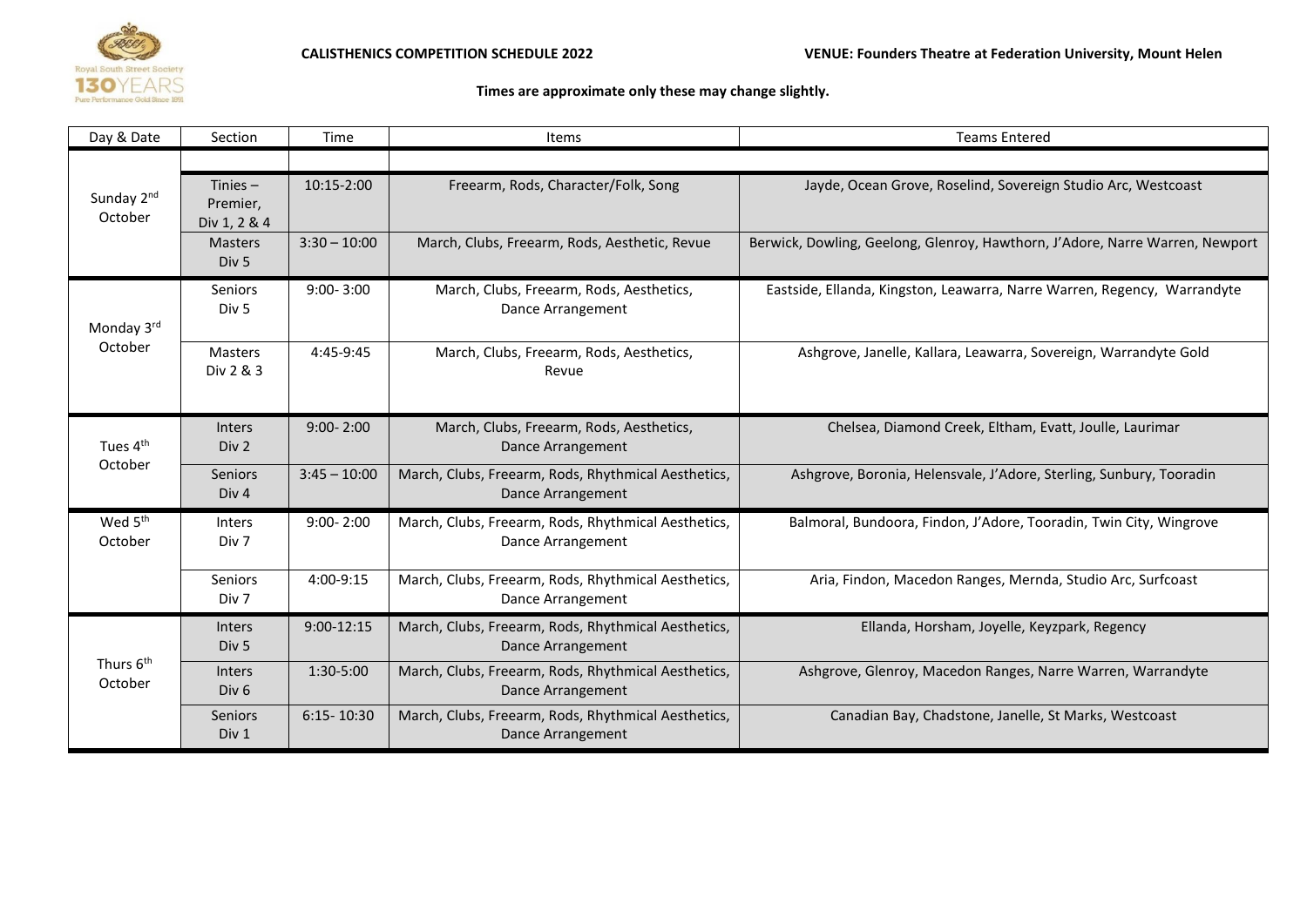**CALISTHENICS COMPETITION SCHEDULE 2022**

**VENUE: Founders Theatre at Federation University, Mount Helen**

**Times are approximate only these may change slightly.**

| Day & Date | Section | Time | Items | Teams Entered |
|---|---|---|---|---|
| Sunday 2nd October | Tinies – Premier, Div 1, 2 & 4 | 10:15-2:00 | Freearm, Rods, Character/Folk, Song | Jayde, Ocean Grove, Roselind, Sovereign Studio Arc, Westcoast |
| | Masters Div 5 | 3:30 – 10:00 | March, Clubs, Freearm, Rods, Aesthetic, Revue | Berwick, Dowling, Geelong, Glenroy, Hawthorn, J'Adore, Narre Warren, Newport |
| Monday 3rd October | Seniors Div 5 | 9:00- 3:00 | March, Clubs, Freearm, Rods, Aesthetics, Dance Arrangement | Eastside, Ellanda, Kingston, Leawarra, Narre Warren, Regency, Warrandyte |
| | Masters Div 2 & 3 | 4:45-9:45 | March, Clubs, Freearm, Rods, Aesthetics, Revue | Ashgrove, Janelle, Kallara, Leawarra, Sovereign, Warrandyte Gold |
| Tues 4th October | Inters Div 2 | 9:00- 2:00 | March, Clubs, Freearm, Rods, Aesthetics, Dance Arrangement | Chelsea, Diamond Creek, Eltham, Evatt, Joulle, Laurimar |
| | Seniors Div 4 | 3:45 – 10:00 | March, Clubs, Freearm, Rods, Rhythmical Aesthetics, Dance Arrangement | Ashgrove, Boronia, Helensvale, J'Adore, Sterling, Sunbury, Tooradin |
| Wed 5th October | Inters Div 7 | 9:00- 2:00 | March, Clubs, Freearm, Rods, Rhythmical Aesthetics, Dance Arrangement | Balmoral, Bundoora, Findon, J'Adore, Tooradin, Twin City, Wingrove |
| | Seniors Div 7 | 4:00-9:15 | March, Clubs, Freearm, Rods, Rhythmical Aesthetics, Dance Arrangement | Aria, Findon, Macedon Ranges, Mernda, Studio Arc, Surfcoast |
| Thurs 6th October | Inters Div 5 | 9:00-12:15 | March, Clubs, Freearm, Rods, Rhythmical Aesthetics, Dance Arrangement | Ellanda, Horsham, Joyelle, Keyzpark, Regency |
| | Inters Div 6 | 1:30-5:00 | March, Clubs, Freearm, Rods, Rhythmical Aesthetics, Dance Arrangement | Ashgrove, Glenroy, Macedon Ranges, Narre Warren, Warrandyte |
| | Seniors Div 1 | 6:15- 10:30 | March, Clubs, Freearm, Rods, Rhythmical Aesthetics, Dance Arrangement | Canadian Bay, Chadstone, Janelle, St Marks, Westcoast |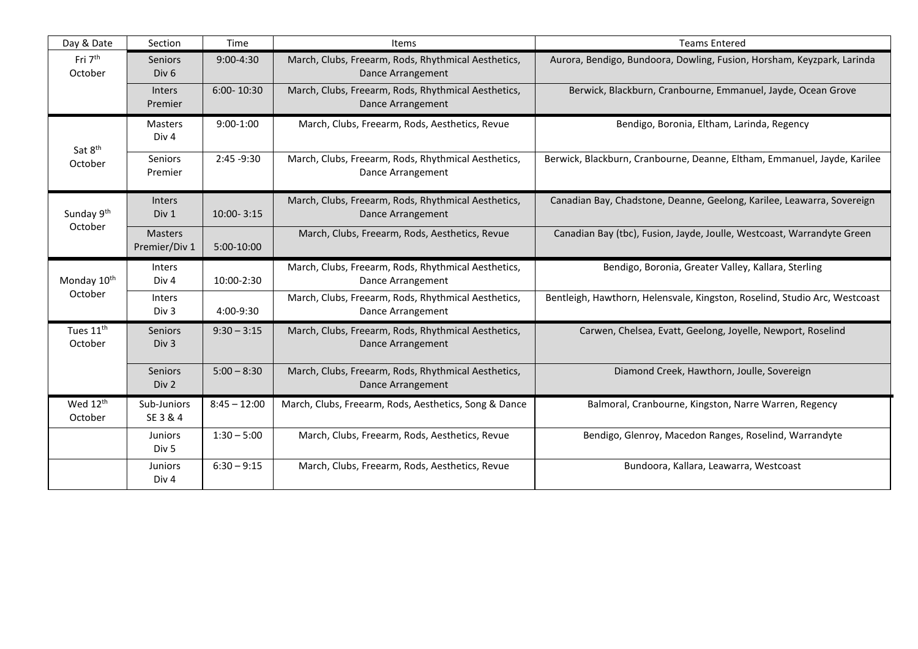| Day & Date | Section | Time | Items | Teams Entered |
|---|---|---|---|---|
| Fri 7th October | Seniors Div 6 | 9:00-4:30 | March, Clubs, Freearm, Rods, Rhythmical Aesthetics, Dance Arrangement | Aurora, Bendigo, Bundoora, Dowling, Fusion, Horsham, Keyzpark, Larinda |
| | Inters Premier | 6:00- 10:30 | March, Clubs, Freearm, Rods, Rhythmical Aesthetics, Dance Arrangement | Berwick, Blackburn, Cranbourne, Emmanuel, Jayde, Ocean Grove |
| Sat 8th October | Masters Div 4 | 9:00-1:00 | March, Clubs, Freearm, Rods, Aesthetics, Revue | Bendigo, Boronia, Eltham, Larinda, Regency |
| | Seniors Premier | 2:45 -9:30 | March, Clubs, Freearm, Rods, Rhythmical Aesthetics, Dance Arrangement | Berwick, Blackburn, Cranbourne, Deanne, Eltham, Emmanuel, Jayde, Karilee |
| Sunday 9th October | Inters Div 1 | 10:00- 3:15 | March, Clubs, Freearm, Rods, Rhythmical Aesthetics, Dance Arrangement | Canadian Bay, Chadstone, Deanne, Geelong, Karilee, Leawarra, Sovereign |
| | Masters Premier/Div 1 | 5:00-10:00 | March, Clubs, Freearm, Rods, Aesthetics, Revue | Canadian Bay (tbc), Fusion, Jayde, Joulle, Westcoast, Warrandyte Green |
| Monday 10th October | Inters Div 4 | 10:00-2:30 | March, Clubs, Freearm, Rods, Rhythmical Aesthetics, Dance Arrangement | Bendigo, Boronia, Greater Valley, Kallara, Sterling |
| | Inters Div 3 | 4:00-9:30 | March, Clubs, Freearm, Rods, Rhythmical Aesthetics, Dance Arrangement | Bentleigh, Hawthorn, Helensvale, Kingston, Roselind, Studio Arc, Westcoast |
| Tues 11th October | Seniors Div 3 | 9:30 – 3:15 | March, Clubs, Freearm, Rods, Rhythmical Aesthetics, Dance Arrangement | Carwen, Chelsea, Evatt, Geelong, Joyelle, Newport, Roselind |
| | Seniors Div 2 | 5:00 – 8:30 | March, Clubs, Freearm, Rods, Rhythmical Aesthetics, Dance Arrangement | Diamond Creek, Hawthorn, Joulle, Sovereign |
| Wed 12th October | Sub-Juniors SE 3 & 4 | 8:45 – 12:00 | March, Clubs, Freearm, Rods, Aesthetics, Song & Dance | Balmoral, Cranbourne, Kingston, Narre Warren, Regency |
| | Juniors Div 5 | 1:30 – 5:00 | March, Clubs, Freearm, Rods, Aesthetics, Revue | Bendigo, Glenroy, Macedon Ranges, Roselind, Warrandyte |
| | Juniors Div 4 | 6:30 – 9:15 | March, Clubs, Freearm, Rods, Aesthetics, Revue | Bundoora, Kallara, Leawarra, Westcoast |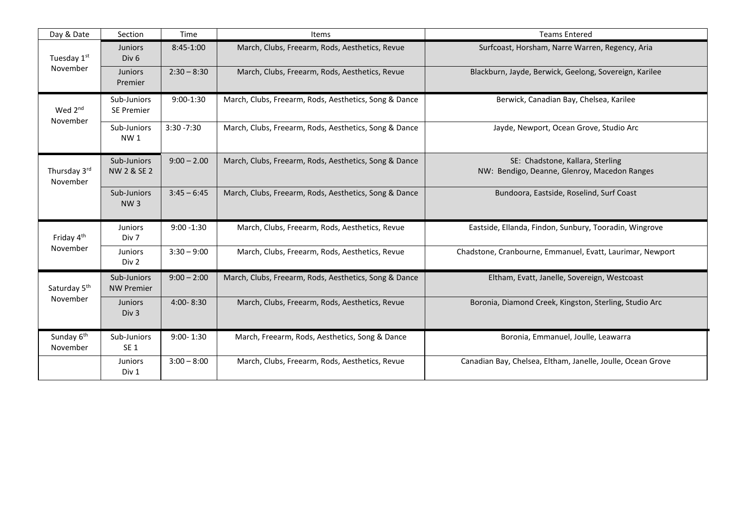| Day & Date | Section | Time | Items | Teams Entered |
|---|---|---|---|---|
| Tuesday 1st November | Juniors Div 6 | 8:45-1:00 | March, Clubs, Freearm, Rods, Aesthetics, Revue | Surfcoast, Horsham, Narre Warren, Regency, Aria |
| | Juniors Premier | 2:30 – 8:30 | March, Clubs, Freearm, Rods, Aesthetics, Revue | Blackburn, Jayde, Berwick, Geelong, Sovereign, Karilee |
| Wed 2nd November | Sub-Juniors SE Premier | 9:00-1:30 | March, Clubs, Freearm, Rods, Aesthetics, Song & Dance | Berwick, Canadian Bay, Chelsea, Karilee |
| | Sub-Juniors NW 1 | 3:30 -7:30 | March, Clubs, Freearm, Rods, Aesthetics, Song & Dance | Jayde, Newport, Ocean Grove, Studio Arc |
| Thursday 3rd November | Sub-Juniors NW 2 & SE 2 | 9:00 – 2.00 | March, Clubs, Freearm, Rods, Aesthetics, Song & Dance | SE: Chadstone, Kallara, Sterling<br>NW: Bendigo, Deanne, Glenroy, Macedon Ranges |
| | Sub-Juniors NW 3 | 3:45 – 6:45 | March, Clubs, Freearm, Rods, Aesthetics, Song & Dance | Bundoora, Eastside, Roselind, Surf Coast |
| Friday 4th November | Juniors Div 7 | 9:00 -1:30 | March, Clubs, Freearm, Rods, Aesthetics, Revue | Eastside, Ellanda, Findon, Sunbury, Tooradin, Wingrove |
| | Juniors Div 2 | 3:30 – 9:00 | March, Clubs, Freearm, Rods, Aesthetics, Revue | Chadstone, Cranbourne, Emmanuel, Evatt, Laurimar, Newport |
| Saturday 5th November | Sub-Juniors NW Premier | 9:00 – 2:00 | March, Clubs, Freearm, Rods, Aesthetics, Song & Dance | Eltham, Evatt, Janelle, Sovereign, Westcoast |
| | Juniors Div 3 | 4:00- 8:30 | March, Clubs, Freearm, Rods, Aesthetics, Revue | Boronia, Diamond Creek, Kingston, Sterling, Studio Arc |
| Sunday 6th November | Sub-Juniors SE 1 | 9:00- 1:30 | March, Freearm, Rods, Aesthetics, Song & Dance | Boronia, Emmanuel, Joulle, Leawarra |
| | Juniors Div 1 | 3:00 – 8:00 | March, Clubs, Freearm, Rods, Aesthetics, Revue | Canadian Bay, Chelsea, Eltham, Janelle, Joulle, Ocean Grove |